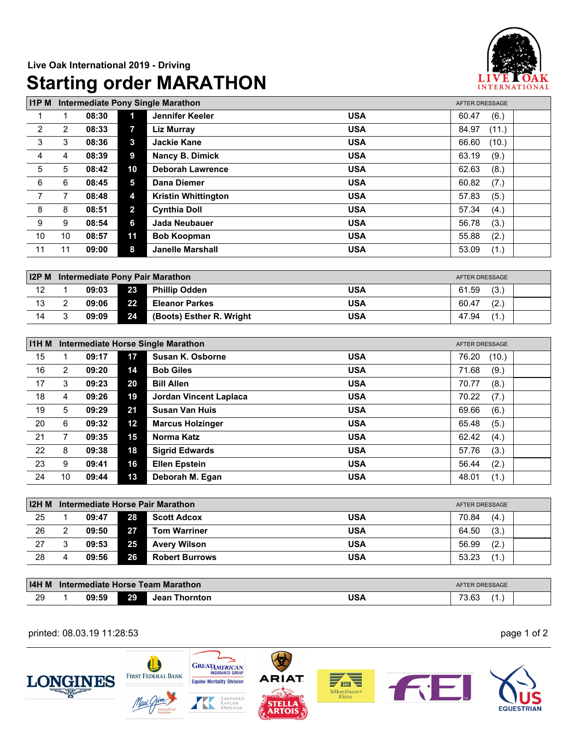Live Oak International 2019 - Driving

# Starting order MARATHON

| I1P M | Intermediate Pony Single Marathon | | | | | AFTER DRESSAGE | |
|---|---|---|---|---|---|---|---|
| 1 | 1 | 08:30 | 1 | Jennifer Keeler | USA | 60.47 | (6.) |
| 2 | 2 | 08:33 | 7 | Liz Murray | USA | 84.97 | (11.) |
| 3 | 3 | 08:36 | 3 | Jackie Kane | USA | 66.60 | (10.) |
| 4 | 4 | 08:39 | 9 | Nancy B. Dimick | USA | 63.19 | (9.) |
| 5 | 5 | 08:42 | 10 | Deborah Lawrence | USA | 62.63 | (8.) |
| 6 | 6 | 08:45 | 5 | Dana Diemer | USA | 60.82 | (7.) |
| 7 | 7 | 08:48 | 4 | Kristin Whittington | USA | 57.83 | (5.) |
| 8 | 8 | 08:51 | 2 | Cynthia Doll | USA | 57.34 | (4.) |
| 9 | 9 | 08:54 | 6 | Jada Neubauer | USA | 56.78 | (3.) |
| 10 | 10 | 08:57 | 11 | Bob Koopman | USA | 55.88 | (2.) |
| 11 | 11 | 09:00 | 8 | Janelle Marshall | USA | 53.09 | (1.) |

| I2P M | Intermediate Pony Pair Marathon | | | | | AFTER DRESSAGE | |
|---|---|---|---|---|---|---|---|
| 12 | 1 | 09:03 | 23 | Phillip Odden | USA | 61.59 | (3.) |
| 13 | 2 | 09:06 | 22 | Eleanor Parkes | USA | 60.47 | (2.) |
| 14 | 3 | 09:09 | 24 | (Boots) Esther R. Wright | USA | 47.94 | (1.) |

| I1H M | Intermediate Horse Single Marathon | | | | | AFTER DRESSAGE | |
|---|---|---|---|---|---|---|---|
| 15 | 1 | 09:17 | 17 | Susan K. Osborne | USA | 76.20 | (10.) |
| 16 | 2 | 09:20 | 14 | Bob Giles | USA | 71.68 | (9.) |
| 17 | 3 | 09:23 | 20 | Bill Allen | USA | 70.77 | (8.) |
| 18 | 4 | 09:26 | 19 | Jordan Vincent Laplaca | USA | 70.22 | (7.) |
| 19 | 5 | 09:29 | 21 | Susan Van Huis | USA | 69.66 | (6.) |
| 20 | 6 | 09:32 | 12 | Marcus Holzinger | USA | 65.48 | (5.) |
| 21 | 7 | 09:35 | 15 | Norma Katz | USA | 62.42 | (4.) |
| 22 | 8 | 09:38 | 18 | Sigrid Edwards | USA | 57.76 | (3.) |
| 23 | 9 | 09:41 | 16 | Ellen Epstein | USA | 56.44 | (2.) |
| 24 | 10 | 09:44 | 13 | Deborah M. Egan | USA | 48.01 | (1.) |

| I2H M | Intermediate Horse Pair Marathon | | | | | AFTER DRESSAGE | |
|---|---|---|---|---|---|---|---|
| 25 | 1 | 09:47 | 28 | Scott Adcox | USA | 70.84 | (4.) |
| 26 | 2 | 09:50 | 27 | Tom Warriner | USA | 64.50 | (3.) |
| 27 | 3 | 09:53 | 25 | Avery Wilson | USA | 56.99 | (2.) |
| 28 | 4 | 09:56 | 26 | Robert Burrows | USA | 53.23 | (1.) |

| I4H M | Intermediate Horse Team Marathon | | | | | AFTER DRESSAGE | |
|---|---|---|---|---|---|---|---|
| 29 | 1 | 09:59 | 29 | Jean Thornton | USA | 73.63 | (1.) |

printed: 08.03.19 11:28:53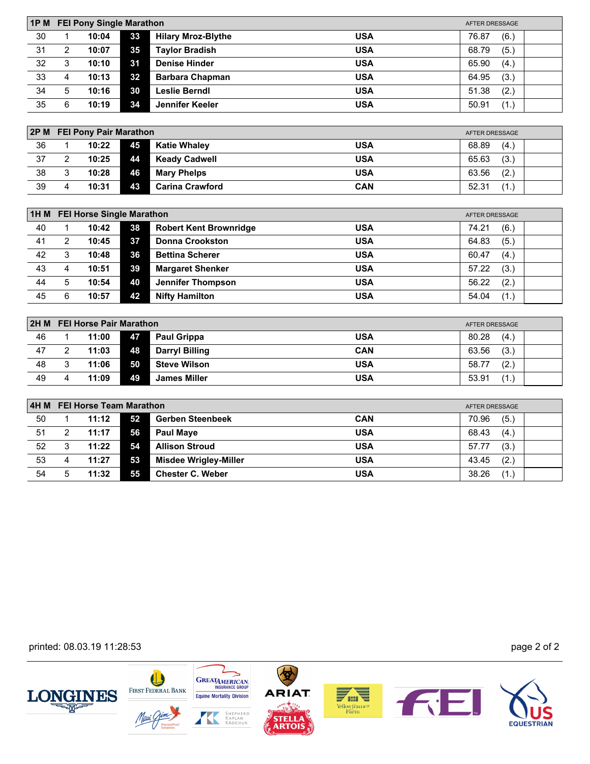| 1P M | FEI Pony Single Marathon | | | | | AFTER DRESSAGE | | |
|---|---|---|---|---|---|---|---|---|
| 30 | 1 | 10:04 | 33 | Hilary Mroz-Blythe | USA | 76.87 | (6.) | |
| 31 | 2 | 10:07 | 35 | Taylor Bradish | USA | 68.79 | (5.) | |
| 32 | 3 | 10:10 | 31 | Denise Hinder | USA | 65.90 | (4.) | |
| 33 | 4 | 10:13 | 32 | Barbara Chapman | USA | 64.95 | (3.) | |
| 34 | 5 | 10:16 | 30 | Leslie Berndl | USA | 51.38 | (2.) | |
| 35 | 6 | 10:19 | 34 | Jennifer Keeler | USA | 50.91 | (1.) | |

| 2P M | FEI Pony Pair Marathon | | | | | AFTER DRESSAGE | | |
|---|---|---|---|---|---|---|---|---|
| 36 | 1 | 10:22 | 45 | Katie Whaley | USA | 68.89 | (4.) | |
| 37 | 2 | 10:25 | 44 | Keady Cadwell | USA | 65.63 | (3.) | |
| 38 | 3 | 10:28 | 46 | Mary Phelps | USA | 63.56 | (2.) | |
| 39 | 4 | 10:31 | 43 | Carina Crawford | CAN | 52.31 | (1.) | |

| 1H M | FEI Horse Single Marathon | | | | | AFTER DRESSAGE | | |
|---|---|---|---|---|---|---|---|---|
| 40 | 1 | 10:42 | 38 | Robert Kent Brownridge | USA | 74.21 | (6.) | |
| 41 | 2 | 10:45 | 37 | Donna Crookston | USA | 64.83 | (5.) | |
| 42 | 3 | 10:48 | 36 | Bettina Scherer | USA | 60.47 | (4.) | |
| 43 | 4 | 10:51 | 39 | Margaret Shenker | USA | 57.22 | (3.) | |
| 44 | 5 | 10:54 | 40 | Jennifer Thompson | USA | 56.22 | (2.) | |
| 45 | 6 | 10:57 | 42 | Nifty Hamilton | USA | 54.04 | (1.) | |

| 2H M | FEI Horse Pair Marathon | | | | | AFTER DRESSAGE | | |
|---|---|---|---|---|---|---|---|---|
| 46 | 1 | 11:00 | 47 | Paul Grippa | USA | 80.28 | (4.) | |
| 47 | 2 | 11:03 | 48 | Darryl Billing | CAN | 63.56 | (3.) | |
| 48 | 3 | 11:06 | 50 | Steve Wilson | USA | 58.77 | (2.) | |
| 49 | 4 | 11:09 | 49 | James Miller | USA | 53.91 | (1.) | |

| 4H M | FEI Horse Team Marathon | | | | | AFTER DRESSAGE | | |
|---|---|---|---|---|---|---|---|---|
| 50 | 1 | 11:12 | 52 | Gerben Steenbeek | CAN | 70.96 | (5.) | |
| 51 | 2 | 11:17 | 56 | Paul Maye | USA | 68.43 | (4.) | |
| 52 | 3 | 11:22 | 54 | Allison Stroud | USA | 57.77 | (3.) | |
| 53 | 4 | 11:27 | 53 | Misdee Wrigley-Miller | USA | 43.45 | (2.) | |
| 54 | 5 | 11:32 | 55 | Chester C. Weber | USA | 38.26 | (1.) | |

printed: 08.03.19 11:28:53